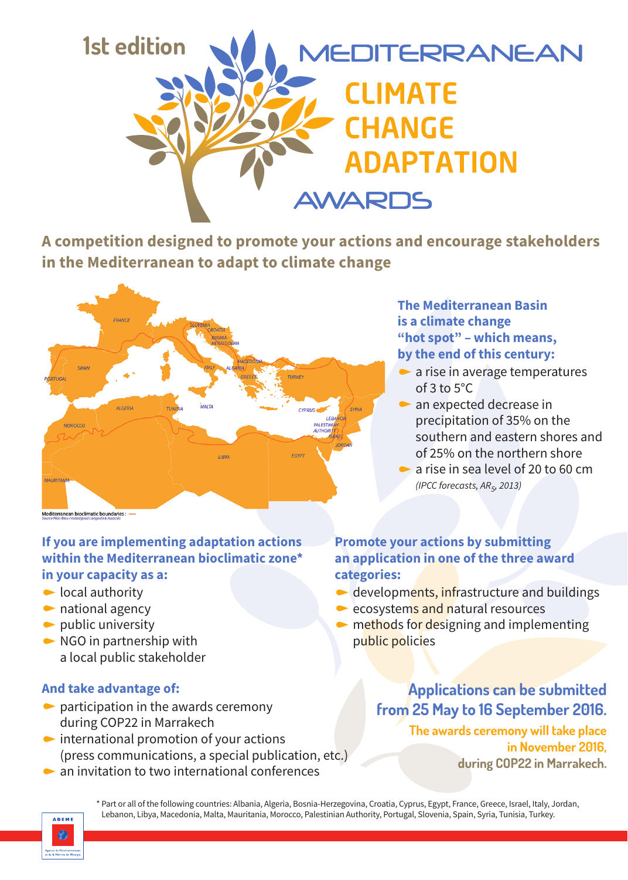1st edition

# MEDITERRANEAN CLIMATE CHANGE ADAPTATION AWARDS

**A competition designed to promote your actions and encourage stakeholders in the Mediterranean to adapt to climate change**

Mediterranean bioclimatic boundaries :
Source Plan Bleu / redesigned Langevin & Associés

**The Mediterranean Basin is a climate change "hot spot" – which means, by the end of this century:**

- a rise in average temperatures of 3 to 5°C
- an expected decrease in precipitation of 35% on the southern and eastern shores and of 25% on the northern shore
- a rise in sea level of 20 to 60 cm

*(IPCC forecasts, $AR_5$, 2013)*

**If you are implementing adaptation actions within the Mediterranean bioclimatic zone* in your capacity as a:**

- local authority
- national agency
- public university
- NGO in partnership with a local public stakeholder

**And take advantage of:**

- participation in the awards ceremony during COP22 in Marrakech
- international promotion of your actions (press communications, a special publication, etc.)
- an invitation to two international conferences

**Promote your actions by submitting an application in one of the three award categories:**

- developments, infrastructure and buildings
- ecosystems and natural resources
- methods for designing and implementing public policies

**Applications can be submitted from 25 May to 16 September 2016.**

**The awards ceremony will take place in November 2016, during COP22 in Marrakech.**

* Part or all of the following countries: Albania, Algeria, Bosnia-Herzegovina, Croatia, Cyprus, Egypt, France, Greece, Israel, Italy, Jordan, Lebanon, Libya, Macedonia, Malta, Mauritania, Morocco, Palestinian Authority, Portugal, Slovenia, Spain, Syria, Tunisia, Turkey.

ADEME
Agence de l'Environnement et de la Maîtrise de l'Energie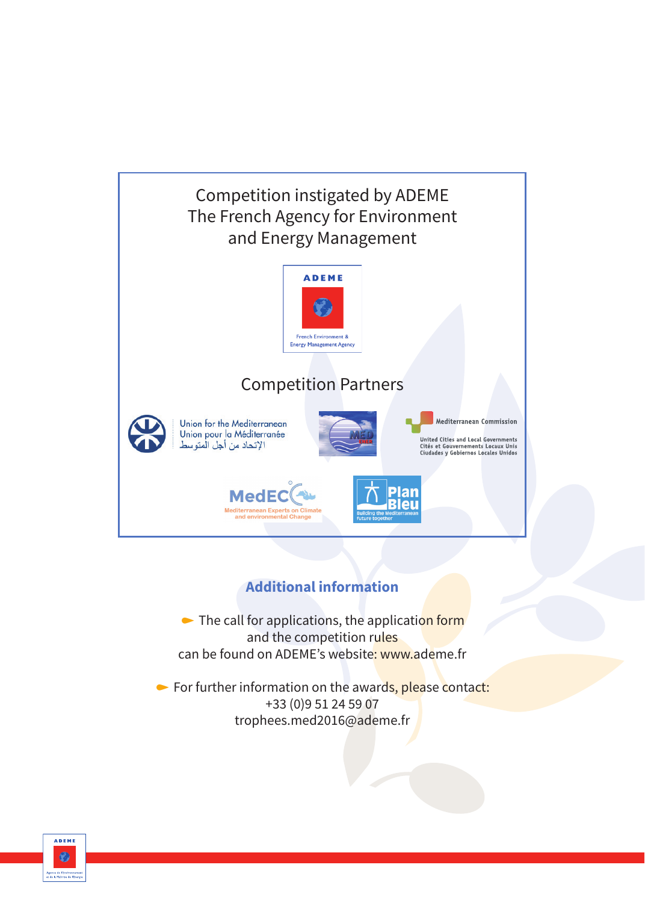Competition instigated by ADEME
The French Agency for Environment
and Energy Management

ADEME
French Environment & Energy Management Agency

Competition Partners

Union for the Mediterranean
Union pour la Méditerranée
الإتحاد من أجل المتوسط

MED ENER

Mediterranean Commission
United Cities and Local Governments
Cités et Gouvernements Locaux Unis
Ciudades y Gobiernos Locales Unidos

MedECC
Mediterranean Experts on Climate and environmental Change

Plan Bleu
Building the Mediterranean future together

## Additional information

- The call for applications, the application form and the competition rules can be found on ADEME's website: www.ademe.fr

- For further information on the awards, please contact:
  +33 (0)9 51 24 59 07
  trophees.med2016@ademe.fr

ADEME
Agence de l'Environnement et de la Maîtrise de l'Energie